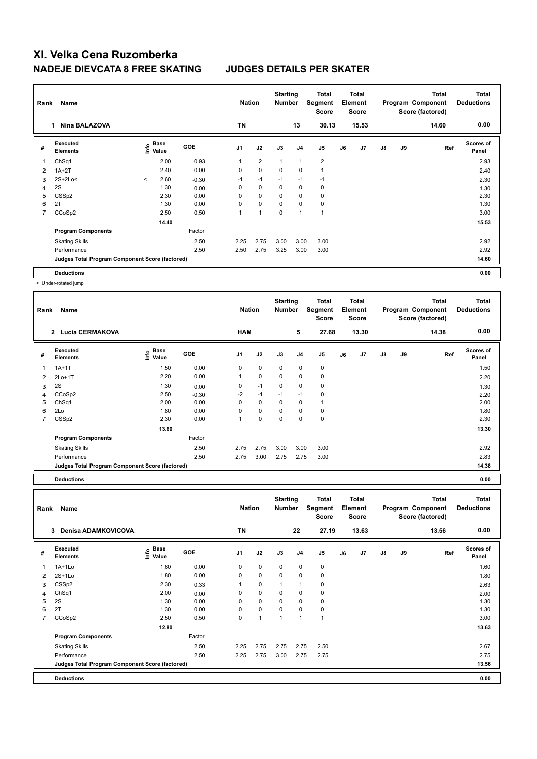# XI. Velka Cena Ruzomberka

## NADEJE DIEVCATA 8 FREE SKATING — JUDGES DETAILS PER SKATER

| Rank | Name | Nation | Starting Number | Total Segment Score | Total Element Score | Total Program Component Score (factored) | Total Deductions |
|---|---|---|---|---|---|---|---|
| 1 | Nina BALAZOVA | TN | 13 | 30.13 | 15.53 | 14.60 | 0.00 |

| # | Executed Elements | Info | Base Value | GOE | J1 | J2 | J3 | J4 | J5 | J6 | J7 | J8 | J9 | Ref | Scores of Panel |
|---|---|---|---|---|---|---|---|---|---|---|---|---|---|---|---|
| 1 | ChSq1 | | 2.00 | 0.93 | 1 | 2 | 1 | 1 | 2 | | | | | | 2.93 |
| 2 | 1A+2T | | 2.40 | 0.00 | 0 | 0 | 0 | 0 | 1 | | | | | | 2.40 |
| 3 | 2S+2Lo< | < | 2.60 | -0.30 | -1 | -1 | -1 | -1 | -1 | | | | | | 2.30 |
| 4 | 2S | | 1.30 | 0.00 | 0 | 0 | 0 | 0 | 0 | | | | | | 1.30 |
| 5 | CSSp2 | | 2.30 | 0.00 | 0 | 0 | 0 | 0 | 0 | | | | | | 2.30 |
| 6 | 2T | | 1.30 | 0.00 | 0 | 0 | 0 | 0 | 0 | | | | | | 1.30 |
| 7 | CCoSp2 | | 2.50 | 0.50 | 1 | 1 | 0 | 1 | 1 | | | | | | 3.00 |
| | | | 14.40 | | | | | | | | | | | | 15.53 |
| | **Program Components** | | | Factor | | | | | | | | | | | |
| | Skating Skills | | | 2.50 | 2.25 | 2.75 | 3.00 | 3.00 | 3.00 | | | | | | 2.92 |
| | Performance | | | 2.50 | 2.50 | 2.75 | 3.25 | 3.00 | 3.00 | | | | | | 2.92 |
| | Judges Total Program Component Score (factored) | | | | | | | | | | | | | | 14.60 |
| | **Deductions** | | | | | | | | | | | | | | 0.00 |

< Under-rotated jump

| Rank | Name | Nation | Starting Number | Total Segment Score | Total Element Score | Total Program Component Score (factored) | Total Deductions |
|---|---|---|---|---|---|---|---|
| 2 | Lucia CERMAKOVA | HAM | 5 | 27.68 | 13.30 | 14.38 | 0.00 |

| # | Executed Elements | Info | Base Value | GOE | J1 | J2 | J3 | J4 | J5 | J6 | J7 | J8 | J9 | Ref | Scores of Panel |
|---|---|---|---|---|---|---|---|---|---|---|---|---|---|---|---|
| 1 | 1A+1T | | 1.50 | 0.00 | 0 | 0 | 0 | 0 | 0 | | | | | | 1.50 |
| 2 | 2Lo+1T | | 2.20 | 0.00 | 1 | 0 | 0 | 0 | 0 | | | | | | 2.20 |
| 3 | 2S | | 1.30 | 0.00 | 0 | -1 | 0 | 0 | 0 | | | | | | 1.30 |
| 4 | CCoSp2 | | 2.50 | -0.30 | -2 | -1 | -1 | -1 | 0 | | | | | | 2.20 |
| 5 | ChSq1 | | 2.00 | 0.00 | 0 | 0 | 0 | 0 | 1 | | | | | | 2.00 |
| 6 | 2Lo | | 1.80 | 0.00 | 0 | 0 | 0 | 0 | 0 | | | | | | 1.80 |
| 7 | CSSp2 | | 2.30 | 0.00 | 1 | 0 | 0 | 0 | 0 | | | | | | 2.30 |
| | | | 13.60 | | | | | | | | | | | | 13.30 |
| | **Program Components** | | | Factor | | | | | | | | | | | |
| | Skating Skills | | | 2.50 | 2.75 | 2.75 | 3.00 | 3.00 | 3.00 | | | | | | 2.92 |
| | Performance | | | 2.50 | 2.75 | 3.00 | 2.75 | 2.75 | 3.00 | | | | | | 2.83 |
| | Judges Total Program Component Score (factored) | | | | | | | | | | | | | | 14.38 |
| | **Deductions** | | | | | | | | | | | | | | 0.00 |

| Rank | Name | Nation | Starting Number | Total Segment Score | Total Element Score | Total Program Component Score (factored) | Total Deductions |
|---|---|---|---|---|---|---|---|
| 3 | Denisa ADAMKOVICOVA | TN | 22 | 27.19 | 13.63 | 13.56 | 0.00 |

| # | Executed Elements | Info | Base Value | GOE | J1 | J2 | J3 | J4 | J5 | J6 | J7 | J8 | J9 | Ref | Scores of Panel |
|---|---|---|---|---|---|---|---|---|---|---|---|---|---|---|---|
| 1 | 1A+1Lo | | 1.60 | 0.00 | 0 | 0 | 0 | 0 | 0 | | | | | | 1.60 |
| 2 | 2S+1Lo | | 1.80 | 0.00 | 0 | 0 | 0 | 0 | 0 | | | | | | 1.80 |
| 3 | CSSp2 | | 2.30 | 0.33 | 1 | 0 | 1 | 1 | 0 | | | | | | 2.63 |
| 4 | ChSq1 | | 2.00 | 0.00 | 0 | 0 | 0 | 0 | 0 | | | | | | 2.00 |
| 5 | 2S | | 1.30 | 0.00 | 0 | 0 | 0 | 0 | 0 | | | | | | 1.30 |
| 6 | 2T | | 1.30 | 0.00 | 0 | 0 | 0 | 0 | 0 | | | | | | 1.30 |
| 7 | CCoSp2 | | 2.50 | 0.50 | 0 | 1 | 1 | 1 | 1 | | | | | | 3.00 |
| | | | 12.80 | | | | | | | | | | | | 13.63 |
| | **Program Components** | | | Factor | | | | | | | | | | | |
| | Skating Skills | | | 2.50 | 2.25 | 2.75 | 2.75 | 2.75 | 2.50 | | | | | | 2.67 |
| | Performance | | | 2.50 | 2.25 | 2.75 | 3.00 | 2.75 | 2.75 | | | | | | 2.75 |
| | Judges Total Program Component Score (factored) | | | | | | | | | | | | | | 13.56 |
| | **Deductions** | | | | | | | | | | | | | | 0.00 |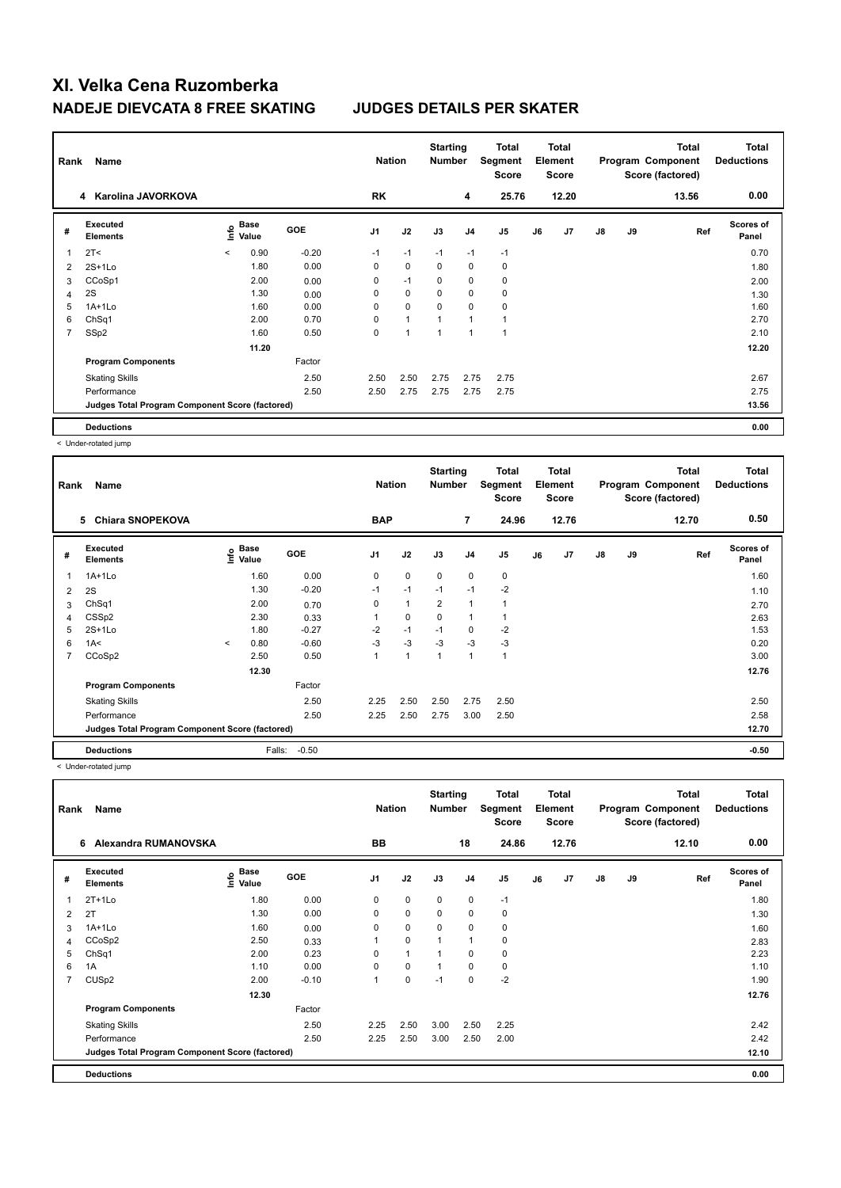# XI. Velka Cena Ruzomberka

## NADEJE DIEVCATA 8 FREE SKATING — JUDGES DETAILS PER SKATER

| Rank | Name | Nation | Starting Number | Total Segment Score | Total Element Score | Total Program Component Score (factored) | Total Deductions |
|---|---|---|---|---|---|---|---|
| 4 | Karolina JAVORKOVA | RK | 4 | 25.76 | 12.20 | 13.56 | 0.00 |

| # | Executed Elements | Info | Base Value | GOE | J1 | J2 | J3 | J4 | J5 | J6 | J7 | J8 | J9 | Ref | Scores of Panel |
|---|---|---|---|---|---|---|---|---|---|---|---|---|---|---|---|
| 1 | 2T< | < | 0.90 | -0.20 | -1 | -1 | -1 | -1 | -1 | | | | | | 0.70 |
| 2 | 2S+1Lo | | 1.80 | 0.00 | 0 | 0 | 0 | 0 | 0 | | | | | | 1.80 |
| 3 | CCoSp1 | | 2.00 | 0.00 | 0 | -1 | 0 | 0 | 0 | | | | | | 2.00 |
| 4 | 2S | | 1.30 | 0.00 | 0 | 0 | 0 | 0 | 0 | | | | | | 1.30 |
| 5 | 1A+1Lo | | 1.60 | 0.00 | 0 | 0 | 0 | 0 | 0 | | | | | | 1.60 |
| 6 | ChSq1 | | 2.00 | 0.70 | 0 | 1 | 1 | 1 | 1 | | | | | | 2.70 |
| 7 | SSp2 | | 1.60 | 0.50 | 0 | 1 | 1 | 1 | 1 | | | | | | 2.10 |
| | | | 11.20 | | | | | | | | | | | | 12.20 |
| | **Program Components** | | | Factor | | | | | | | | | | | |
| | Skating Skills | | | 2.50 | 2.50 | 2.50 | 2.75 | 2.75 | 2.75 | | | | | | 2.67 |
| | Performance | | | 2.50 | 2.50 | 2.75 | 2.75 | 2.75 | 2.75 | | | | | | 2.75 |
| | **Judges Total Program Component Score (factored)** | | | | | | | | | | | | | | 13.56 |
| | **Deductions** | | | | | | | | | | | | | | 0.00 |

< Under-rotated jump

| Rank | Name | Nation | Starting Number | Total Segment Score | Total Element Score | Total Program Component Score (factored) | Total Deductions |
|---|---|---|---|---|---|---|---|
| 5 | Chiara SNOPEKOVA | BAP | 7 | 24.96 | 12.76 | 12.70 | 0.50 |

| # | Executed Elements | Info | Base Value | GOE | J1 | J2 | J3 | J4 | J5 | J6 | J7 | J8 | J9 | Ref | Scores of Panel |
|---|---|---|---|---|---|---|---|---|---|---|---|---|---|---|---|
| 1 | 1A+1Lo | | 1.60 | 0.00 | 0 | 0 | 0 | 0 | 0 | | | | | | 1.60 |
| 2 | 2S | | 1.30 | -0.20 | -1 | -1 | -1 | -1 | -2 | | | | | | 1.10 |
| 3 | ChSq1 | | 2.00 | 0.70 | 0 | 1 | 2 | 1 | 1 | | | | | | 2.70 |
| 4 | CSSp2 | | 2.30 | 0.33 | 1 | 0 | 0 | 1 | 1 | | | | | | 2.63 |
| 5 | 2S+1Lo | | 1.80 | -0.27 | -2 | -1 | -1 | 0 | -2 | | | | | | 1.53 |
| 6 | 1A< | < | 0.80 | -0.60 | -3 | -3 | -3 | -3 | -3 | | | | | | 0.20 |
| 7 | CCoSp2 | | 2.50 | 0.50 | 1 | 1 | 1 | 1 | 1 | | | | | | 3.00 |
| | | | 12.30 | | | | | | | | | | | | 12.76 |
| | **Program Components** | | | Factor | | | | | | | | | | | |
| | Skating Skills | | | 2.50 | 2.25 | 2.50 | 2.50 | 2.75 | 2.50 | | | | | | 2.50 |
| | Performance | | | 2.50 | 2.25 | 2.50 | 2.75 | 3.00 | 2.50 | | | | | | 2.58 |
| | **Judges Total Program Component Score (factored)** | | | | | | | | | | | | | | 12.70 |
| | **Deductions** | | Falls: | -0.50 | | | | | | | | | | | -0.50 |

< Under-rotated jump

| Rank | Name | Nation | Starting Number | Total Segment Score | Total Element Score | Total Program Component Score (factored) | Total Deductions |
|---|---|---|---|---|---|---|---|
| 6 | Alexandra RUMANOVSKA | BB | 18 | 24.86 | 12.76 | 12.10 | 0.00 |

| # | Executed Elements | Info | Base Value | GOE | J1 | J2 | J3 | J4 | J5 | J6 | J7 | J8 | J9 | Ref | Scores of Panel |
|---|---|---|---|---|---|---|---|---|---|---|---|---|---|---|---|
| 1 | 2T+1Lo | | 1.80 | 0.00 | 0 | 0 | 0 | 0 | -1 | | | | | | 1.80 |
| 2 | 2T | | 1.30 | 0.00 | 0 | 0 | 0 | 0 | 0 | | | | | | 1.30 |
| 3 | 1A+1Lo | | 1.60 | 0.00 | 0 | 0 | 0 | 0 | 0 | | | | | | 1.60 |
| 4 | CCoSp2 | | 2.50 | 0.33 | 1 | 0 | 1 | 1 | 0 | | | | | | 2.83 |
| 5 | ChSq1 | | 2.00 | 0.23 | 0 | 1 | 1 | 0 | 0 | | | | | | 2.23 |
| 6 | 1A | | 1.10 | 0.00 | 0 | 0 | 1 | 0 | 0 | | | | | | 1.10 |
| 7 | CUSp2 | | 2.00 | -0.10 | 1 | 0 | -1 | 0 | -2 | | | | | | 1.90 |
| | | | 12.30 | | | | | | | | | | | | 12.76 |
| | **Program Components** | | | Factor | | | | | | | | | | | |
| | Skating Skills | | | 2.50 | 2.25 | 2.50 | 3.00 | 2.50 | 2.25 | | | | | | 2.42 |
| | Performance | | | 2.50 | 2.25 | 2.50 | 3.00 | 2.50 | 2.00 | | | | | | 2.42 |
| | **Judges Total Program Component Score (factored)** | | | | | | | | | | | | | | 12.10 |
| | **Deductions** | | | | | | | | | | | | | | 0.00 |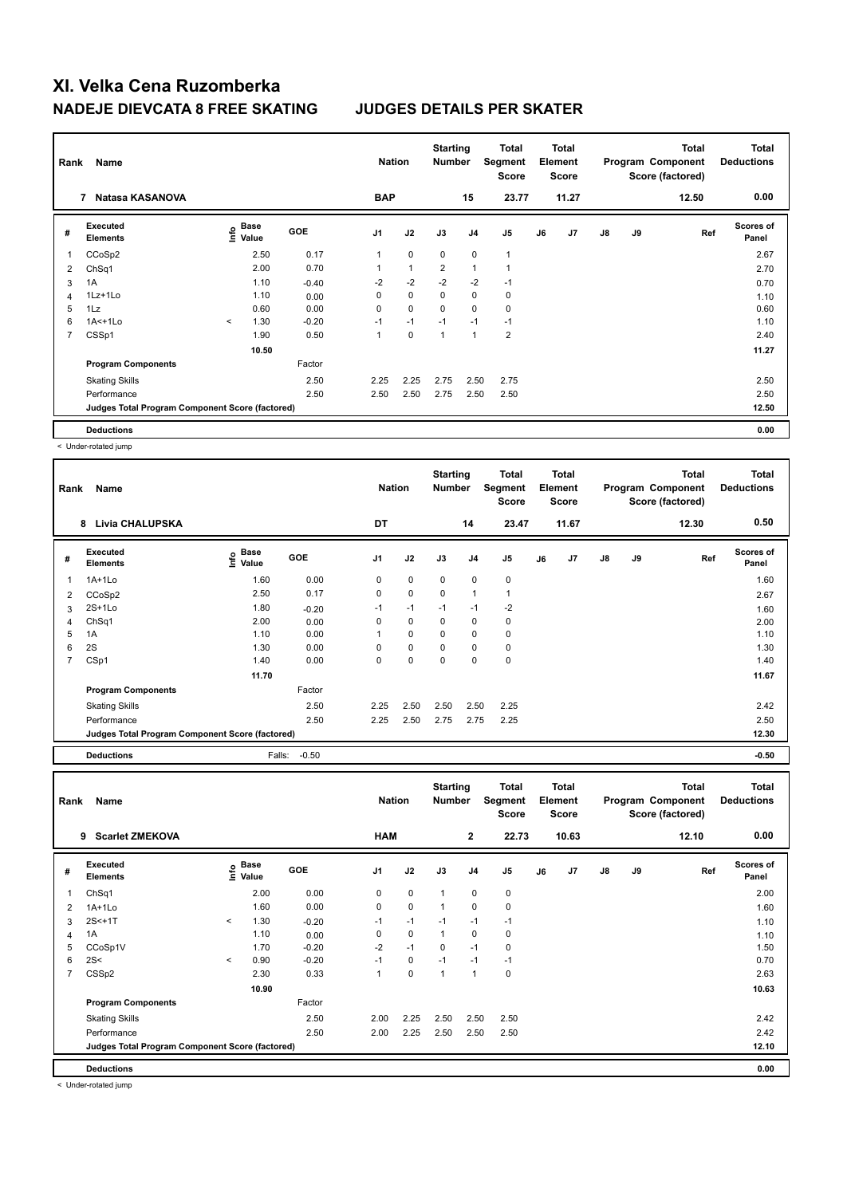# XI. Velka Cena Ruzomberka

## NADEJE DIEVCATA 8 FREE SKATING    JUDGES DETAILS PER SKATER

| Rank | Name | Nation | Starting Number | Total Segment Score | Total Element Score | Total Program Component Score (factored) | Total Deductions |
|---|---|---|---|---|---|---|---|
| 7 | Natasa KASANOVA | BAP | 15 | 23.77 | 11.27 | 12.50 | 0.00 |

| # | Executed Elements | Info | Base Value | GOE | J1 | J2 | J3 | J4 | J5 | J6 | J7 | J8 | J9 | Ref | Scores of Panel |
|---|---|---|---|---|---|---|---|---|---|---|---|---|---|---|---|
| 1 | CCoSp2 | | 2.50 | 0.17 | 1 | 0 | 0 | 0 | 1 | | | | | | 2.67 |
| 2 | ChSq1 | | 2.00 | 0.70 | 1 | 1 | 2 | 1 | 1 | | | | | | 2.70 |
| 3 | 1A | | 1.10 | -0.40 | -2 | -2 | -2 | -2 | -1 | | | | | | 0.70 |
| 4 | 1Lz+1Lo | | 1.10 | 0.00 | 0 | 0 | 0 | 0 | 0 | | | | | | 1.10 |
| 5 | 1Lz | | 0.60 | 0.00 | 0 | 0 | 0 | 0 | 0 | | | | | | 0.60 |
| 6 | 1A<+1Lo | < | 1.30 | -0.20 | -1 | -1 | -1 | -1 | -1 | | | | | | 1.10 |
| 7 | CSSp1 | | 1.90 | 0.50 | 1 | 0 | 1 | 1 | 2 | | | | | | 2.40 |
| | | | 10.50 | | | | | | | | | | | | 11.27 |
| | **Program Components** | | | Factor | | | | | | | | | | | |
| | Skating Skills | | | 2.50 | 2.25 | 2.25 | 2.75 | 2.50 | 2.75 | | | | | | 2.50 |
| | Performance | | | 2.50 | 2.50 | 2.50 | 2.75 | 2.50 | 2.50 | | | | | | 2.50 |
| | Judges Total Program Component Score (factored) | | | | | | | | | | | | | | 12.50 |
| | **Deductions** | | | | | | | | | | | | | | 0.00 |

< Under-rotated jump

| Rank | Name | Nation | Starting Number | Total Segment Score | Total Element Score | Total Program Component Score (factored) | Total Deductions |
|---|---|---|---|---|---|---|---|
| 8 | Livia CHALUPSKA | DT | 14 | 23.47 | 11.67 | 12.30 | 0.50 |

| # | Executed Elements | Info | Base Value | GOE | J1 | J2 | J3 | J4 | J5 | J6 | J7 | J8 | J9 | Ref | Scores of Panel |
|---|---|---|---|---|---|---|---|---|---|---|---|---|---|---|---|
| 1 | 1A+1Lo | | 1.60 | 0.00 | 0 | 0 | 0 | 0 | 0 | | | | | | 1.60 |
| 2 | CCoSp2 | | 2.50 | 0.17 | 0 | 0 | 0 | 1 | 1 | | | | | | 2.67 |
| 3 | 2S+1Lo | | 1.80 | -0.20 | -1 | -1 | -1 | -1 | -2 | | | | | | 1.60 |
| 4 | ChSq1 | | 2.00 | 0.00 | 0 | 0 | 0 | 0 | 0 | | | | | | 2.00 |
| 5 | 1A | | 1.10 | 0.00 | 1 | 0 | 0 | 0 | 0 | | | | | | 1.10 |
| 6 | 2S | | 1.30 | 0.00 | 0 | 0 | 0 | 0 | 0 | | | | | | 1.30 |
| 7 | CSp1 | | 1.40 | 0.00 | 0 | 0 | 0 | 0 | 0 | | | | | | 1.40 |
| | | | 11.70 | | | | | | | | | | | | 11.67 |
| | **Program Components** | | | Factor | | | | | | | | | | | |
| | Skating Skills | | | 2.50 | 2.25 | 2.50 | 2.50 | 2.50 | 2.25 | | | | | | 2.42 |
| | Performance | | | 2.50 | 2.25 | 2.50 | 2.75 | 2.75 | 2.25 | | | | | | 2.50 |
| | Judges Total Program Component Score (factored) | | | | | | | | | | | | | | 12.30 |
| | **Deductions** | | Falls: | -0.50 | | | | | | | | | | | -0.50 |

| Rank | Name | Nation | Starting Number | Total Segment Score | Total Element Score | Total Program Component Score (factored) | Total Deductions |
|---|---|---|---|---|---|---|---|
| 9 | Scarlet ZMEKOVA | HAM | 2 | 22.73 | 10.63 | 12.10 | 0.00 |

| # | Executed Elements | Info | Base Value | GOE | J1 | J2 | J3 | J4 | J5 | J6 | J7 | J8 | J9 | Ref | Scores of Panel |
|---|---|---|---|---|---|---|---|---|---|---|---|---|---|---|---|
| 1 | ChSq1 | | 2.00 | 0.00 | 0 | 0 | 1 | 0 | 0 | | | | | | 2.00 |
| 2 | 1A+1Lo | | 1.60 | 0.00 | 0 | 0 | 1 | 0 | 0 | | | | | | 1.60 |
| 3 | 2S<+1T | < | 1.30 | -0.20 | -1 | -1 | -1 | -1 | -1 | | | | | | 1.10 |
| 4 | 1A | | 1.10 | 0.00 | 0 | 0 | 1 | 0 | 0 | | | | | | 1.10 |
| 5 | CCoSp1V | | 1.70 | -0.20 | -2 | -1 | 0 | -1 | 0 | | | | | | 1.50 |
| 6 | 2S< | < | 0.90 | -0.20 | -1 | 0 | -1 | -1 | -1 | | | | | | 0.70 |
| 7 | CSSp2 | | 2.30 | 0.33 | 1 | 0 | 1 | 1 | 0 | | | | | | 2.63 |
| | | | 10.90 | | | | | | | | | | | | 10.63 |
| | **Program Components** | | | Factor | | | | | | | | | | | |
| | Skating Skills | | | 2.50 | 2.00 | 2.25 | 2.50 | 2.50 | 2.50 | | | | | | 2.42 |
| | Performance | | | 2.50 | 2.00 | 2.25 | 2.50 | 2.50 | 2.50 | | | | | | 2.42 |
| | Judges Total Program Component Score (factored) | | | | | | | | | | | | | | 12.10 |
| | **Deductions** | | | | | | | | | | | | | | 0.00 |

< Under-rotated jump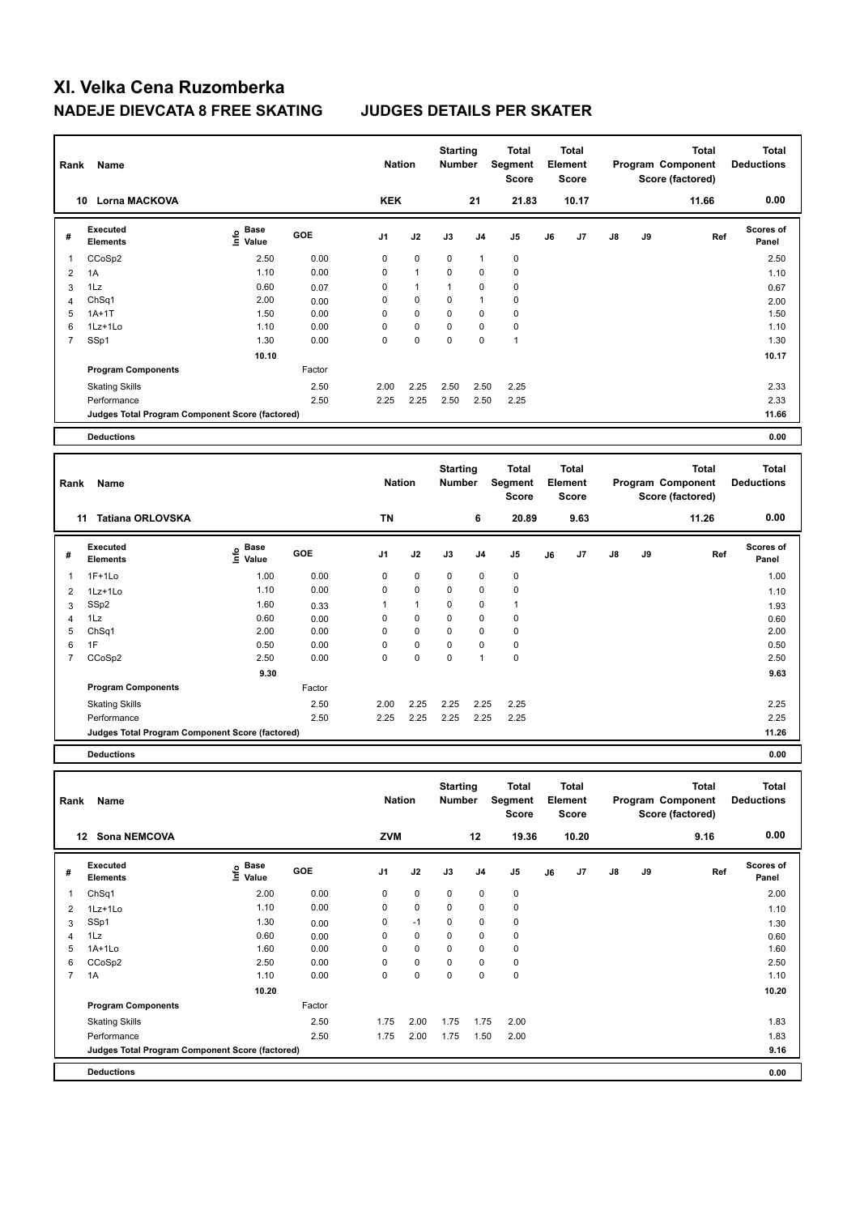# XI. Velka Cena Ruzomberka

## NADEJE DIEVCATA 8 FREE SKATING JUDGES DETAILS PER SKATER

| Rank | Name | Nation | Starting Number | Total Segment Score | Total Element Score | Total Program Component Score (factored) | Total Deductions |
|---|---|---|---|---|---|---|---|
| 10 | Lorna MACKOVA | KEK | 21 | 21.83 | 10.17 | 11.66 | 0.00 |

| # | Executed Elements | Info | Base Value | GOE | J1 | J2 | J3 | J4 | J5 | J6 | J7 | J8 | J9 | Ref | Scores of Panel |
|---|---|---|---|---|---|---|---|---|---|---|---|---|---|---|---|
| 1 | CCoSp2 | | 2.50 | 0.00 | 0 | 0 | 0 | 1 | 0 | | | | | | 2.50 |
| 2 | 1A | | 1.10 | 0.00 | 0 | 1 | 0 | 0 | 0 | | | | | | 1.10 |
| 3 | 1Lz | | 0.60 | 0.07 | 0 | 1 | 1 | 0 | 0 | | | | | | 0.67 |
| 4 | ChSq1 | | 2.00 | 0.00 | 0 | 0 | 0 | 1 | 0 | | | | | | 2.00 |
| 5 | 1A+1T | | 1.50 | 0.00 | 0 | 0 | 0 | 0 | 0 | | | | | | 1.50 |
| 6 | 1Lz+1Lo | | 1.10 | 0.00 | 0 | 0 | 0 | 0 | 0 | | | | | | 1.10 |
| 7 | SSp1 | | 1.30 | 0.00 | 0 | 0 | 0 | 0 | 1 | | | | | | 1.30 |
| | | | 10.10 | | | | | | | | | | | | 10.17 |
| | Program Components | | | Factor | | | | | | | | | | | |
| | Skating Skills | | | 2.50 | 2.00 | 2.25 | 2.50 | 2.50 | 2.25 | | | | | | 2.33 |
| | Performance | | | 2.50 | 2.25 | 2.25 | 2.50 | 2.50 | 2.25 | | | | | | 2.33 |
| | Judges Total Program Component Score (factored) | | | | | | | | | | | | | | 11.66 |
| | Deductions | | | | | | | | | | | | | | 0.00 |

| Rank | Name | Nation | Starting Number | Total Segment Score | Total Element Score | Total Program Component Score (factored) | Total Deductions |
|---|---|---|---|---|---|---|---|
| 11 | Tatiana ORLOVSKA | TN | 6 | 20.89 | 9.63 | 11.26 | 0.00 |

| # | Executed Elements | Info | Base Value | GOE | J1 | J2 | J3 | J4 | J5 | J6 | J7 | J8 | J9 | Ref | Scores of Panel |
|---|---|---|---|---|---|---|---|---|---|---|---|---|---|---|---|
| 1 | 1F+1Lo | | 1.00 | 0.00 | 0 | 0 | 0 | 0 | 0 | | | | | | 1.00 |
| 2 | 1Lz+1Lo | | 1.10 | 0.00 | 0 | 0 | 0 | 0 | 0 | | | | | | 1.10 |
| 3 | SSp2 | | 1.60 | 0.33 | 1 | 1 | 0 | 0 | 1 | | | | | | 1.93 |
| 4 | 1Lz | | 0.60 | 0.00 | 0 | 0 | 0 | 0 | 0 | | | | | | 0.60 |
| 5 | ChSq1 | | 2.00 | 0.00 | 0 | 0 | 0 | 0 | 0 | | | | | | 2.00 |
| 6 | 1F | | 0.50 | 0.00 | 0 | 0 | 0 | 0 | 0 | | | | | | 0.50 |
| 7 | CCoSp2 | | 2.50 | 0.00 | 0 | 0 | 0 | 1 | 0 | | | | | | 2.50 |
| | | | 9.30 | | | | | | | | | | | | 9.63 |
| | Program Components | | | Factor | | | | | | | | | | | |
| | Skating Skills | | | 2.50 | 2.00 | 2.25 | 2.25 | 2.25 | 2.25 | | | | | | 2.25 |
| | Performance | | | 2.50 | 2.25 | 2.25 | 2.25 | 2.25 | 2.25 | | | | | | 2.25 |
| | Judges Total Program Component Score (factored) | | | | | | | | | | | | | | 11.26 |
| | Deductions | | | | | | | | | | | | | | 0.00 |

| Rank | Name | Nation | Starting Number | Total Segment Score | Total Element Score | Total Program Component Score (factored) | Total Deductions |
|---|---|---|---|---|---|---|---|
| 12 | Sona NEMCOVA | ZVM | 12 | 19.36 | 10.20 | 9.16 | 0.00 |

| # | Executed Elements | Info | Base Value | GOE | J1 | J2 | J3 | J4 | J5 | J6 | J7 | J8 | J9 | Ref | Scores of Panel |
|---|---|---|---|---|---|---|---|---|---|---|---|---|---|---|---|
| 1 | ChSq1 | | 2.00 | 0.00 | 0 | 0 | 0 | 0 | 0 | | | | | | 2.00 |
| 2 | 1Lz+1Lo | | 1.10 | 0.00 | 0 | 0 | 0 | 0 | 0 | | | | | | 1.10 |
| 3 | SSp1 | | 1.30 | 0.00 | 0 | -1 | 0 | 0 | 0 | | | | | | 1.30 |
| 4 | 1Lz | | 0.60 | 0.00 | 0 | 0 | 0 | 0 | 0 | | | | | | 0.60 |
| 5 | 1A+1Lo | | 1.60 | 0.00 | 0 | 0 | 0 | 0 | 0 | | | | | | 1.60 |
| 6 | CCoSp2 | | 2.50 | 0.00 | 0 | 0 | 0 | 0 | 0 | | | | | | 2.50 |
| 7 | 1A | | 1.10 | 0.00 | 0 | 0 | 0 | 0 | 0 | | | | | | 1.10 |
| | | | 10.20 | | | | | | | | | | | | 10.20 |
| | Program Components | | | Factor | | | | | | | | | | | |
| | Skating Skills | | | 2.50 | 1.75 | 2.00 | 1.75 | 1.75 | 2.00 | | | | | | 1.83 |
| | Performance | | | 2.50 | 1.75 | 2.00 | 1.75 | 1.50 | 2.00 | | | | | | 1.83 |
| | Judges Total Program Component Score (factored) | | | | | | | | | | | | | | 9.16 |
| | Deductions | | | | | | | | | | | | | | 0.00 |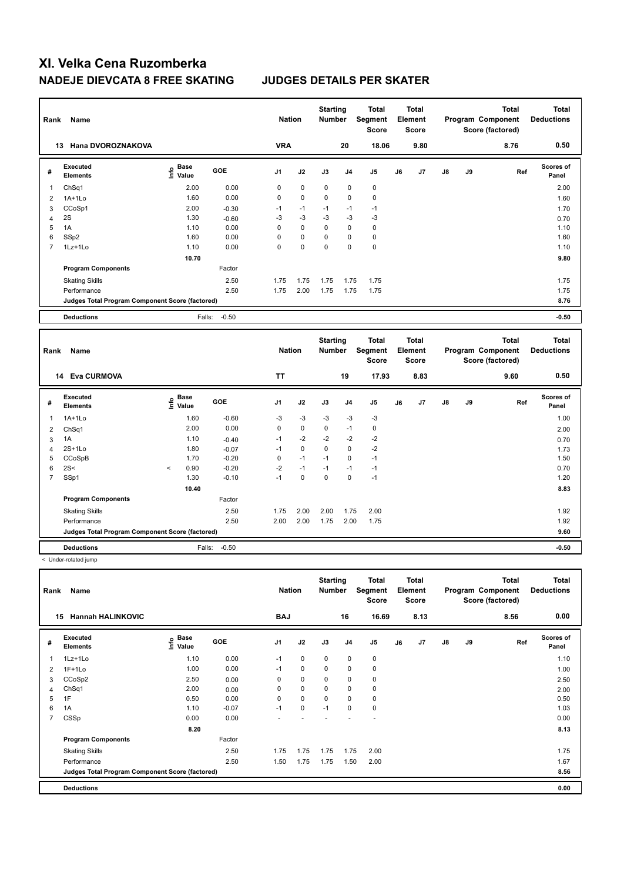# XI. Velka Cena Ruzomberka

## NADEJE DIEVCATA 8 FREE SKATING JUDGES DETAILS PER SKATER

| Rank | Name | Nation | Starting Number | Total Segment Score | Total Element Score | Total Program Component Score (factored) | Total Deductions |
|---|---|---|---|---|---|---|---|
| 13 | Hana DVOROZNAKOVA | VRA | 20 | 18.06 | 9.80 | 8.76 | 0.50 |

| # | Executed Elements | Info | Base Value | GOE | J1 | J2 | J3 | J4 | J5 | J6 | J7 | J8 | J9 | Ref | Scores of Panel |
|---|---|---|---|---|---|---|---|---|---|---|---|---|---|---|---|
| 1 | ChSq1 | | 2.00 | 0.00 | 0 | 0 | 0 | 0 | 0 | | | | | | 2.00 |
| 2 | 1A+1Lo | | 1.60 | 0.00 | 0 | 0 | 0 | 0 | 0 | | | | | | 1.60 |
| 3 | CCoSp1 | | 2.00 | -0.30 | -1 | -1 | -1 | -1 | -1 | | | | | | 1.70 |
| 4 | 2S | | 1.30 | -0.60 | -3 | -3 | -3 | -3 | -3 | | | | | | 0.70 |
| 5 | 1A | | 1.10 | 0.00 | 0 | 0 | 0 | 0 | 0 | | | | | | 1.10 |
| 6 | SSp2 | | 1.60 | 0.00 | 0 | 0 | 0 | 0 | 0 | | | | | | 1.60 |
| 7 | 1Lz+1Lo | | 1.10 | 0.00 | 0 | 0 | 0 | 0 | 0 | | | | | | 1.10 |
| | | | 10.70 | | | | | | | | | | | | 9.80 |
| | **Program Components** | | | Factor | | | | | | | | | | | |
| | Skating Skills | | | 2.50 | 1.75 | 1.75 | 1.75 | 1.75 | 1.75 | | | | | | 1.75 |
| | Performance | | | 2.50 | 1.75 | 2.00 | 1.75 | 1.75 | 1.75 | | | | | | 1.75 |
| | **Judges Total Program Component Score (factored)** | | | | | | | | | | | | | | 8.76 |
| | **Deductions** | | Falls: | -0.50 | | | | | | | | | | | -0.50 |

| Rank | Name | Nation | Starting Number | Total Segment Score | Total Element Score | Total Program Component Score (factored) | Total Deductions |
|---|---|---|---|---|---|---|---|
| 14 | Eva CURMOVA | TT | 19 | 17.93 | 8.83 | 9.60 | 0.50 |

| # | Executed Elements | Info | Base Value | GOE | J1 | J2 | J3 | J4 | J5 | J6 | J7 | J8 | J9 | Ref | Scores of Panel |
|---|---|---|---|---|---|---|---|---|---|---|---|---|---|---|---|
| 1 | 1A+1Lo | | 1.60 | -0.60 | -3 | -3 | -3 | -3 | -3 | | | | | | 1.00 |
| 2 | ChSq1 | | 2.00 | 0.00 | 0 | 0 | 0 | -1 | 0 | | | | | | 2.00 |
| 3 | 1A | | 1.10 | -0.40 | -1 | -2 | -2 | -2 | -2 | | | | | | 0.70 |
| 4 | 2S+1Lo | | 1.80 | -0.07 | -1 | 0 | 0 | 0 | -2 | | | | | | 1.73 |
| 5 | CCoSpB | | 1.70 | -0.20 | 0 | -1 | -1 | 0 | -1 | | | | | | 1.50 |
| 6 | 2S< | < | 0.90 | -0.20 | -2 | -1 | -1 | -1 | -1 | | | | | | 0.70 |
| 7 | SSp1 | | 1.30 | -0.10 | -1 | 0 | 0 | 0 | -1 | | | | | | 1.20 |
| | | | 10.40 | | | | | | | | | | | | 8.83 |
| | **Program Components** | | | Factor | | | | | | | | | | | |
| | Skating Skills | | | 2.50 | 1.75 | 2.00 | 2.00 | 1.75 | 2.00 | | | | | | 1.92 |
| | Performance | | | 2.50 | 2.00 | 2.00 | 1.75 | 2.00 | 1.75 | | | | | | 1.92 |
| | **Judges Total Program Component Score (factored)** | | | | | | | | | | | | | | 9.60 |
| | **Deductions** | | Falls: | -0.50 | | | | | | | | | | | -0.50 |

< Under-rotated jump

| Rank | Name | Nation | Starting Number | Total Segment Score | Total Element Score | Total Program Component Score (factored) | Total Deductions |
|---|---|---|---|---|---|---|---|
| 15 | Hannah HALINKOVIC | BAJ | 16 | 16.69 | 8.13 | 8.56 | 0.00 |

| # | Executed Elements | Info | Base Value | GOE | J1 | J2 | J3 | J4 | J5 | J6 | J7 | J8 | J9 | Ref | Scores of Panel |
|---|---|---|---|---|---|---|---|---|---|---|---|---|---|---|---|
| 1 | 1Lz+1Lo | | 1.10 | 0.00 | -1 | 0 | 0 | 0 | 0 | | | | | | 1.10 |
| 2 | 1F+1Lo | | 1.00 | 0.00 | -1 | 0 | 0 | 0 | 0 | | | | | | 1.00 |
| 3 | CCoSp2 | | 2.50 | 0.00 | 0 | 0 | 0 | 0 | 0 | | | | | | 2.50 |
| 4 | ChSq1 | | 2.00 | 0.00 | 0 | 0 | 0 | 0 | 0 | | | | | | 2.00 |
| 5 | 1F | | 0.50 | 0.00 | 0 | 0 | 0 | 0 | 0 | | | | | | 0.50 |
| 6 | 1A | | 1.10 | -0.07 | -1 | 0 | -1 | 0 | 0 | | | | | | 1.03 |
| 7 | CSSp | | 0.00 | 0.00 | - | - | - | - | - | | | | | | 0.00 |
| | | | 8.20 | | | | | | | | | | | | 8.13 |
| | **Program Components** | | | Factor | | | | | | | | | | | |
| | Skating Skills | | | 2.50 | 1.75 | 1.75 | 1.75 | 1.75 | 2.00 | | | | | | 1.75 |
| | Performance | | | 2.50 | 1.50 | 1.75 | 1.75 | 1.50 | 2.00 | | | | | | 1.67 |
| | **Judges Total Program Component Score (factored)** | | | | | | | | | | | | | | 8.56 |
| | **Deductions** | | | | | | | | | | | | | | 0.00 |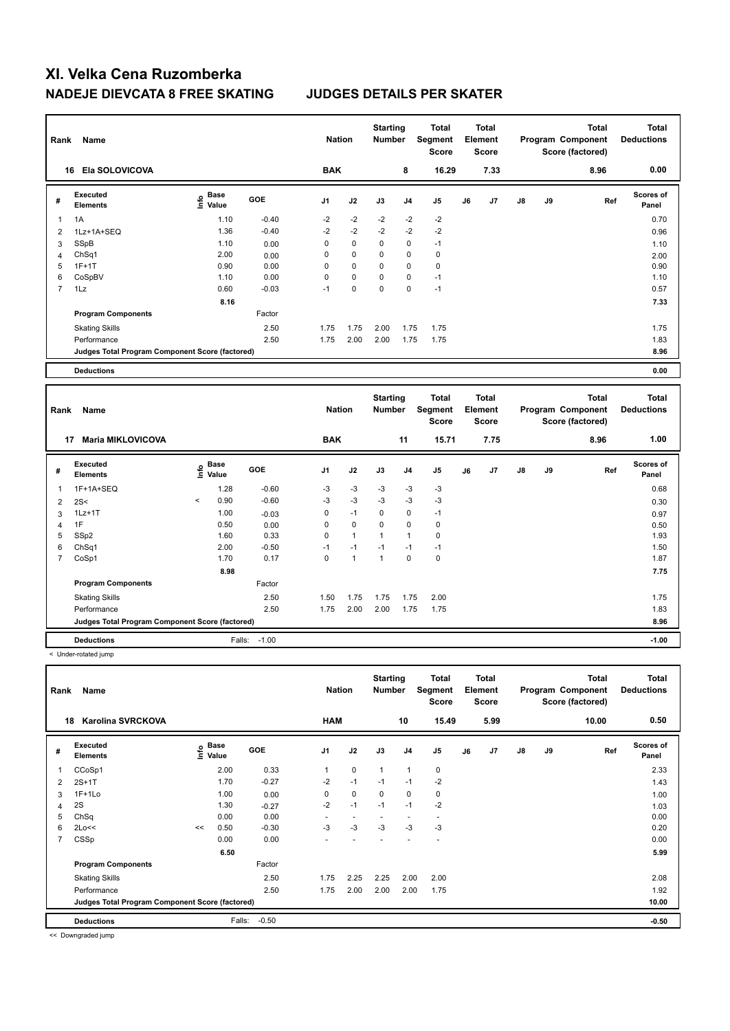# XI. Velka Cena Ruzomberka

## NADEJE DIEVCATA 8 FREE SKATING — JUDGES DETAILS PER SKATER

| Rank | Name | Nation | Starting Number | Total Segment Score | Total Element Score | Total Program Component Score (factored) | Total Deductions |
|---|---|---|---|---|---|---|---|
| 16 | Ela SOLOVICOVA | BAK | 8 | 16.29 | 7.33 | 8.96 | 0.00 |

| # | Executed Elements | Info | Base Value | GOE | J1 | J2 | J3 | J4 | J5 | J6 | J7 | J8 | J9 | Ref | Scores of Panel |
|---|---|---|---|---|---|---|---|---|---|---|---|---|---|---|---|
| 1 | 1A | | 1.10 | -0.40 | -2 | -2 | -2 | -2 | -2 | | | | | | 0.70 |
| 2 | 1Lz+1A+SEQ | | 1.36 | -0.40 | -2 | -2 | -2 | -2 | -2 | | | | | | 0.96 |
| 3 | SSpB | | 1.10 | 0.00 | 0 | 0 | 0 | 0 | -1 | | | | | | 1.10 |
| 4 | ChSq1 | | 2.00 | 0.00 | 0 | 0 | 0 | 0 | 0 | | | | | | 2.00 |
| 5 | 1F+1T | | 0.90 | 0.00 | 0 | 0 | 0 | 0 | 0 | | | | | | 0.90 |
| 6 | CoSpBV | | 1.10 | 0.00 | 0 | 0 | 0 | 0 | -1 | | | | | | 1.10 |
| 7 | 1Lz | | 0.60 | -0.03 | -1 | 0 | 0 | 0 | -1 | | | | | | 0.57 |
| | | | 8.16 | | | | | | | | | | | | 7.33 |
| | **Program Components** | | | Factor | | | | | | | | | | | |
| | Skating Skills | | | 2.50 | 1.75 | 1.75 | 2.00 | 1.75 | 1.75 | | | | | | 1.75 |
| | Performance | | | 2.50 | 1.75 | 2.00 | 2.00 | 1.75 | 1.75 | | | | | | 1.83 |
| | Judges Total Program Component Score (factored) | | | | | | | | | | | | | | 8.96 |
| | **Deductions** | | | | | | | | | | | | | | 0.00 |

| Rank | Name | Nation | Starting Number | Total Segment Score | Total Element Score | Total Program Component Score (factored) | Total Deductions |
|---|---|---|---|---|---|---|---|
| 17 | Maria MIKLOVICOVA | BAK | 11 | 15.71 | 7.75 | 8.96 | 1.00 |

| # | Executed Elements | Info | Base Value | GOE | J1 | J2 | J3 | J4 | J5 | J6 | J7 | J8 | J9 | Ref | Scores of Panel |
|---|---|---|---|---|---|---|---|---|---|---|---|---|---|---|---|
| 1 | 1F+1A+SEQ | | 1.28 | -0.60 | -3 | -3 | -3 | -3 | -3 | | | | | | 0.68 |
| 2 | 2S< | < | 0.90 | -0.60 | -3 | -3 | -3 | -3 | -3 | | | | | | 0.30 |
| 3 | 1Lz+1T | | 1.00 | -0.03 | 0 | -1 | 0 | 0 | -1 | | | | | | 0.97 |
| 4 | 1F | | 0.50 | 0.00 | 0 | 0 | 0 | 0 | 0 | | | | | | 0.50 |
| 5 | SSp2 | | 1.60 | 0.33 | 0 | 1 | 1 | 1 | 0 | | | | | | 1.93 |
| 6 | ChSq1 | | 2.00 | -0.50 | -1 | -1 | -1 | -1 | -1 | | | | | | 1.50 |
| 7 | CoSp1 | | 1.70 | 0.17 | 0 | 1 | 1 | 0 | 0 | | | | | | 1.87 |
| | | | 8.98 | | | | | | | | | | | | 7.75 |
| | **Program Components** | | | Factor | | | | | | | | | | | |
| | Skating Skills | | | 2.50 | 1.50 | 1.75 | 1.75 | 1.75 | 2.00 | | | | | | 1.75 |
| | Performance | | | 2.50 | 1.75 | 2.00 | 2.00 | 1.75 | 1.75 | | | | | | 1.83 |
| | Judges Total Program Component Score (factored) | | | | | | | | | | | | | | 8.96 |
| | **Deductions** | | | Falls: -1.00 | | | | | | | | | | | -1.00 |

< Under-rotated jump

| Rank | Name | Nation | Starting Number | Total Segment Score | Total Element Score | Total Program Component Score (factored) | Total Deductions |
|---|---|---|---|---|---|---|---|
| 18 | Karolina SVRCKOVA | HAM | 10 | 15.49 | 5.99 | 10.00 | 0.50 |

| # | Executed Elements | Info | Base Value | GOE | J1 | J2 | J3 | J4 | J5 | J6 | J7 | J8 | J9 | Ref | Scores of Panel |
|---|---|---|---|---|---|---|---|---|---|---|---|---|---|---|---|
| 1 | CCoSp1 | | 2.00 | 0.33 | 1 | 0 | 1 | 1 | 0 | | | | | | 2.33 |
| 2 | 2S+1T | | 1.70 | -0.27 | -2 | -1 | -1 | -1 | -2 | | | | | | 1.43 |
| 3 | 1F+1Lo | | 1.00 | 0.00 | 0 | 0 | 0 | 0 | 0 | | | | | | 1.00 |
| 4 | 2S | | 1.30 | -0.27 | -2 | -1 | -1 | -1 | -2 | | | | | | 1.03 |
| 5 | ChSq | | 0.00 | 0.00 | - | - | - | - | - | | | | | | 0.00 |
| 6 | 2Lo<< | << | 0.50 | -0.30 | -3 | -3 | -3 | -3 | -3 | | | | | | 0.20 |
| 7 | CSSp | | 0.00 | 0.00 | - | - | - | - | - | | | | | | 0.00 |
| | | | 6.50 | | | | | | | | | | | | 5.99 |
| | **Program Components** | | | Factor | | | | | | | | | | | |
| | Skating Skills | | | 2.50 | 1.75 | 2.25 | 2.25 | 2.00 | 2.00 | | | | | | 2.08 |
| | Performance | | | 2.50 | 1.75 | 2.00 | 2.00 | 2.00 | 1.75 | | | | | | 1.92 |
| | Judges Total Program Component Score (factored) | | | | | | | | | | | | | | 10.00 |
| | **Deductions** | | | Falls: -0.50 | | | | | | | | | | | -0.50 |

<< Downgraded jump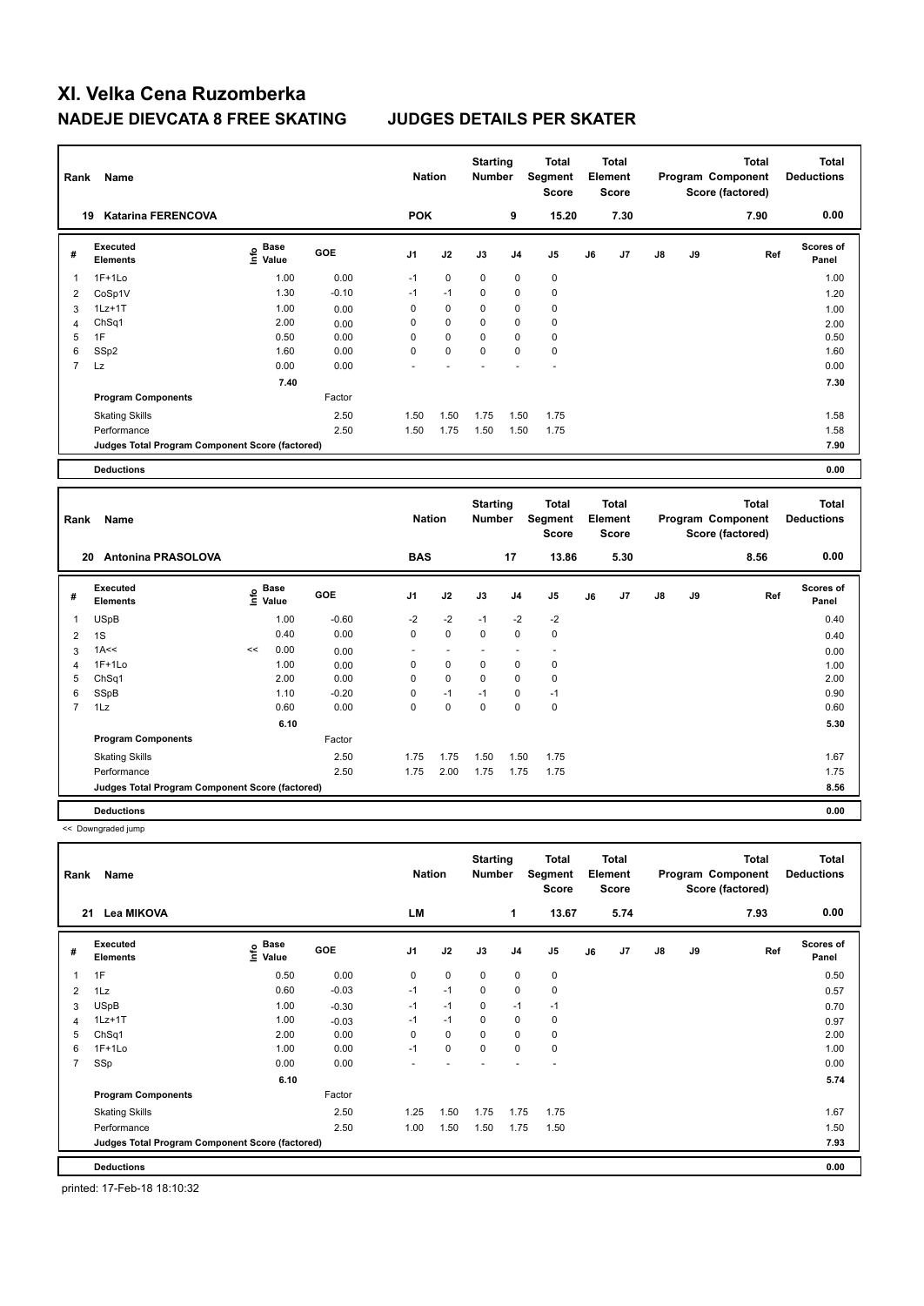# XI. Velka Cena Ruzomberka

## NADEJE DIEVCATA 8 FREE SKATING JUDGES DETAILS PER SKATER

| Rank | Name | Nation | Starting Number | Total Segment Score | Total Element Score | Total Program Component Score (factored) | Total Deductions |
|---|---|---|---|---|---|---|---|
| 19 | Katarina FERENCOVA | POK | 9 | 15.20 | 7.30 | 7.90 | 0.00 |

| # | Executed Elements | Info | Base Value | GOE | J1 | J2 | J3 | J4 | J5 | J6 | J7 | J8 | J9 | Ref | Scores of Panel |
|---|---|---|---|---|---|---|---|---|---|---|---|---|---|---|---|
| 1 | 1F+1Lo | | 1.00 | 0.00 | -1 | 0 | 0 | 0 | 0 | | | | | | 1.00 |
| 2 | CoSp1V | | 1.30 | -0.10 | -1 | -1 | 0 | 0 | 0 | | | | | | 1.20 |
| 3 | 1Lz+1T | | 1.00 | 0.00 | 0 | 0 | 0 | 0 | 0 | | | | | | 1.00 |
| 4 | ChSq1 | | 2.00 | 0.00 | 0 | 0 | 0 | 0 | 0 | | | | | | 2.00 |
| 5 | 1F | | 0.50 | 0.00 | 0 | 0 | 0 | 0 | 0 | | | | | | 0.50 |
| 6 | SSp2 | | 1.60 | 0.00 | 0 | 0 | 0 | 0 | 0 | | | | | | 1.60 |
| 7 | Lz | | 0.00 | 0.00 | - | - | - | - | - | | | | | | 0.00 |
| | | | 7.40 | | | | | | | | | | | | 7.30 |
| | **Program Components** | | | Factor | | | | | | | | | | | |
| | Skating Skills | | | 2.50 | 1.50 | 1.50 | 1.75 | 1.50 | 1.75 | | | | | | 1.58 |
| | Performance | | | 2.50 | 1.50 | 1.75 | 1.50 | 1.50 | 1.75 | | | | | | 1.58 |
| | **Judges Total Program Component Score (factored)** | | | | | | | | | | | | | | 7.90 |
| | **Deductions** | | | | | | | | | | | | | | 0.00 |

| Rank | Name | Nation | Starting Number | Total Segment Score | Total Element Score | Total Program Component Score (factored) | Total Deductions |
|---|---|---|---|---|---|---|---|
| 20 | Antonina PRASOLOVA | BAS | 17 | 13.86 | 5.30 | 8.56 | 0.00 |

| # | Executed Elements | Info | Base Value | GOE | J1 | J2 | J3 | J4 | J5 | J6 | J7 | J8 | J9 | Ref | Scores of Panel |
|---|---|---|---|---|---|---|---|---|---|---|---|---|---|---|---|
| 1 | USpB | | 1.00 | -0.60 | -2 | -2 | -1 | -2 | -2 | | | | | | 0.40 |
| 2 | 1S | | 0.40 | 0.00 | 0 | 0 | 0 | 0 | 0 | | | | | | 0.40 |
| 3 | 1A<< | << | 0.00 | 0.00 | - | - | - | - | - | | | | | | 0.00 |
| 4 | 1F+1Lo | | 1.00 | 0.00 | 0 | 0 | 0 | 0 | 0 | | | | | | 1.00 |
| 5 | ChSq1 | | 2.00 | 0.00 | 0 | 0 | 0 | 0 | 0 | | | | | | 2.00 |
| 6 | SSpB | | 1.10 | -0.20 | 0 | -1 | -1 | 0 | -1 | | | | | | 0.90 |
| 7 | 1Lz | | 0.60 | 0.00 | 0 | 0 | 0 | 0 | 0 | | | | | | 0.60 |
| | | | 6.10 | | | | | | | | | | | | 5.30 |
| | **Program Components** | | | Factor | | | | | | | | | | | |
| | Skating Skills | | | 2.50 | 1.75 | 1.75 | 1.50 | 1.50 | 1.75 | | | | | | 1.67 |
| | Performance | | | 2.50 | 1.75 | 2.00 | 1.75 | 1.75 | 1.75 | | | | | | 1.75 |
| | **Judges Total Program Component Score (factored)** | | | | | | | | | | | | | | 8.56 |
| | **Deductions** | | | | | | | | | | | | | | 0.00 |

<< Downgraded jump

| Rank | Name | Nation | Starting Number | Total Segment Score | Total Element Score | Total Program Component Score (factored) | Total Deductions |
|---|---|---|---|---|---|---|---|
| 21 | Lea MIKOVA | LM | 1 | 13.67 | 5.74 | 7.93 | 0.00 |

| # | Executed Elements | Info | Base Value | GOE | J1 | J2 | J3 | J4 | J5 | J6 | J7 | J8 | J9 | Ref | Scores of Panel |
|---|---|---|---|---|---|---|---|---|---|---|---|---|---|---|---|
| 1 | 1F | | 0.50 | 0.00 | 0 | 0 | 0 | 0 | 0 | | | | | | 0.50 |
| 2 | 1Lz | | 0.60 | -0.03 | -1 | -1 | 0 | 0 | 0 | | | | | | 0.57 |
| 3 | USpB | | 1.00 | -0.30 | -1 | -1 | 0 | -1 | -1 | | | | | | 0.70 |
| 4 | 1Lz+1T | | 1.00 | -0.03 | -1 | -1 | 0 | 0 | 0 | | | | | | 0.97 |
| 5 | ChSq1 | | 2.00 | 0.00 | 0 | 0 | 0 | 0 | 0 | | | | | | 2.00 |
| 6 | 1F+1Lo | | 1.00 | 0.00 | -1 | 0 | 0 | 0 | 0 | | | | | | 1.00 |
| 7 | SSp | | 0.00 | 0.00 | - | - | - | - | - | | | | | | 0.00 |
| | | | 6.10 | | | | | | | | | | | | 5.74 |
| | **Program Components** | | | Factor | | | | | | | | | | | |
| | Skating Skills | | | 2.50 | 1.25 | 1.50 | 1.75 | 1.75 | 1.75 | | | | | | 1.67 |
| | Performance | | | 2.50 | 1.00 | 1.50 | 1.50 | 1.75 | 1.50 | | | | | | 1.50 |
| | **Judges Total Program Component Score (factored)** | | | | | | | | | | | | | | 7.93 |
| | **Deductions** | | | | | | | | | | | | | | 0.00 |

printed: 17-Feb-18 18:10:32